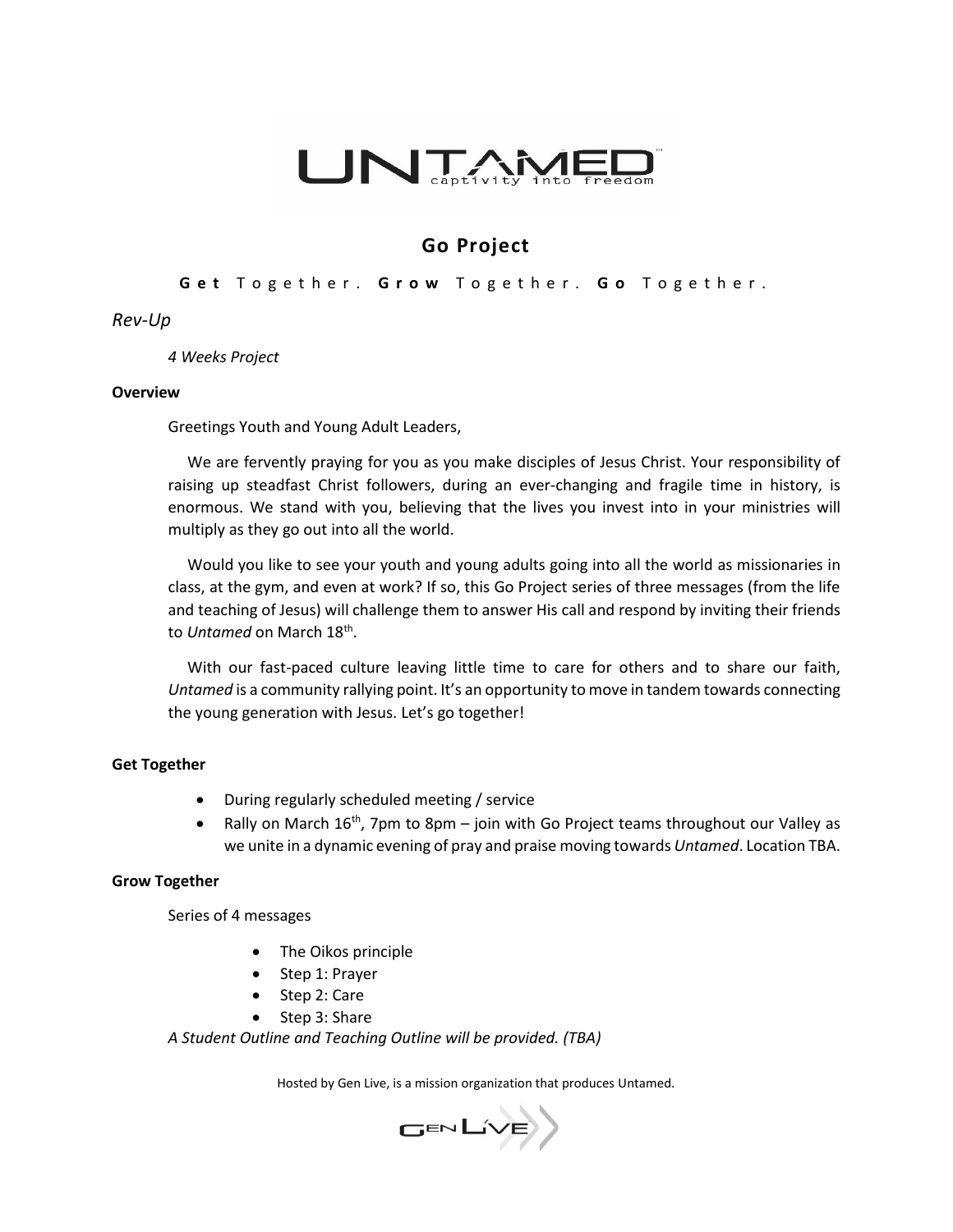# UNTAMED

captivity into freedom

## Go Project

**Get** Together. **Grow** Together. **Go** Together.

*Rev-Up*

*4 Weeks Project*

**Overview**

Greetings Youth and Young Adult Leaders,

We are fervently praying for you as you make disciples of Jesus Christ. Your responsibility of raising up steadfast Christ followers, during an ever-changing and fragile time in history, is enormous. We stand with you, believing that the lives you invest into in your ministries will multiply as they go out into all the world.

Would you like to see your youth and young adults going into all the world as missionaries in class, at the gym, and even at work? If so, this Go Project series of three messages (from the life and teaching of Jesus) will challenge them to answer His call and respond by inviting their friends to *Untamed* on March 18th.

With our fast-paced culture leaving little time to care for others and to share our faith, *Untamed* is a community rallying point. It's an opportunity to move in tandem towards connecting the young generation with Jesus. Let's go together!

**Get Together**

- During regularly scheduled meeting / service
- Rally on March 16th, 7pm to 8pm – join with Go Project teams throughout our Valley as we unite in a dynamic evening of pray and praise moving towards *Untamed*. Location TBA.

**Grow Together**

Series of 4 messages

- The Oikos principle
- Step 1: Prayer
- Step 2: Care
- Step 3: Share

*A Student Outline and Teaching Outline will be provided. (TBA)*

Hosted by Gen Live, is a mission organization that produces Untamed.

GEN LIVE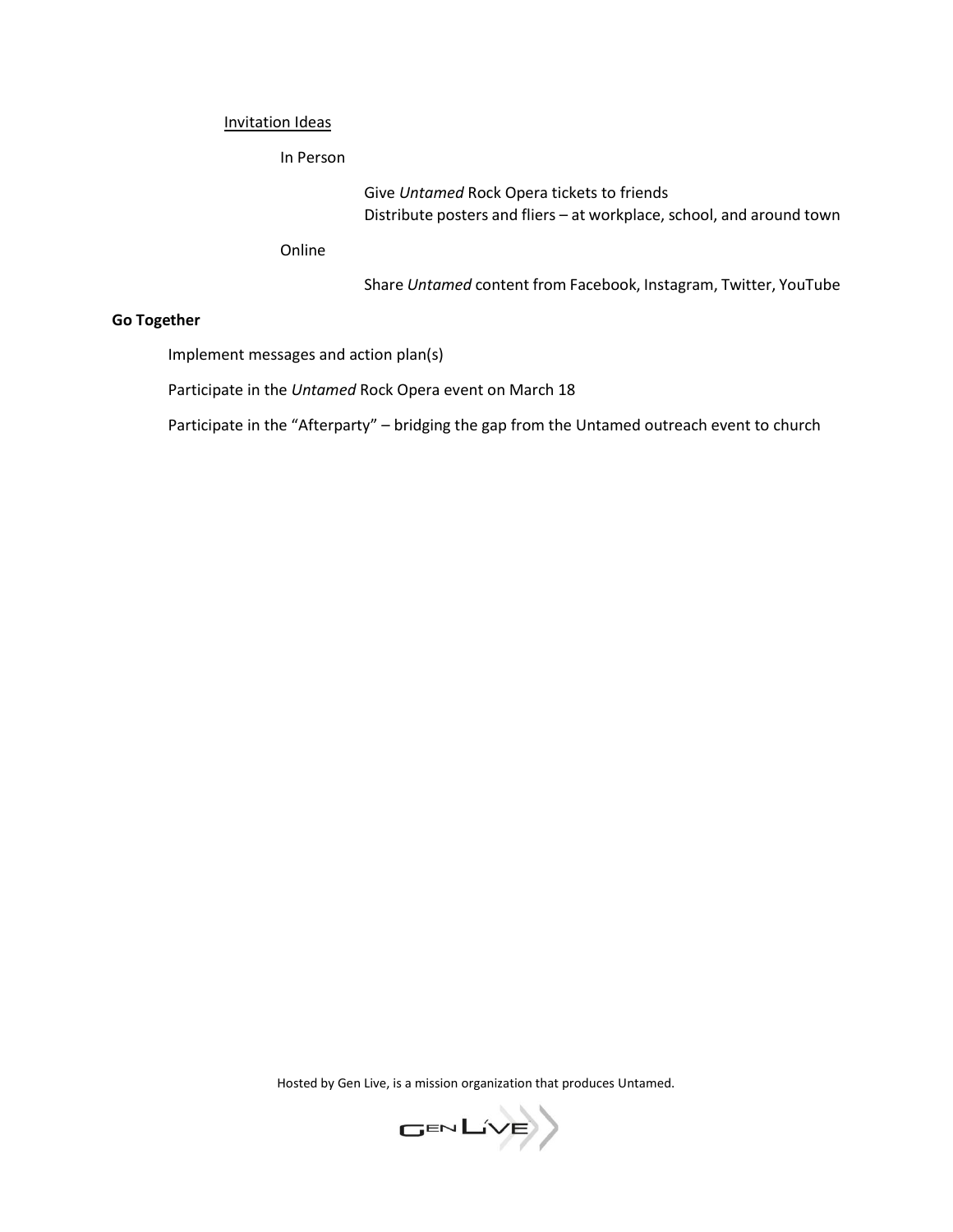Invitation Ideas

In Person

Give *Untamed* Rock Opera tickets to friends
Distribute posters and fliers – at workplace, school, and around town

Online

Share *Untamed* content from Facebook, Instagram, Twitter, YouTube

**Go Together**

Implement messages and action plan(s)

Participate in the *Untamed* Rock Opera event on March 18

Participate in the "Afterparty" – bridging the gap from the Untamed outreach event to church

Hosted by Gen Live, is a mission organization that produces Untamed.